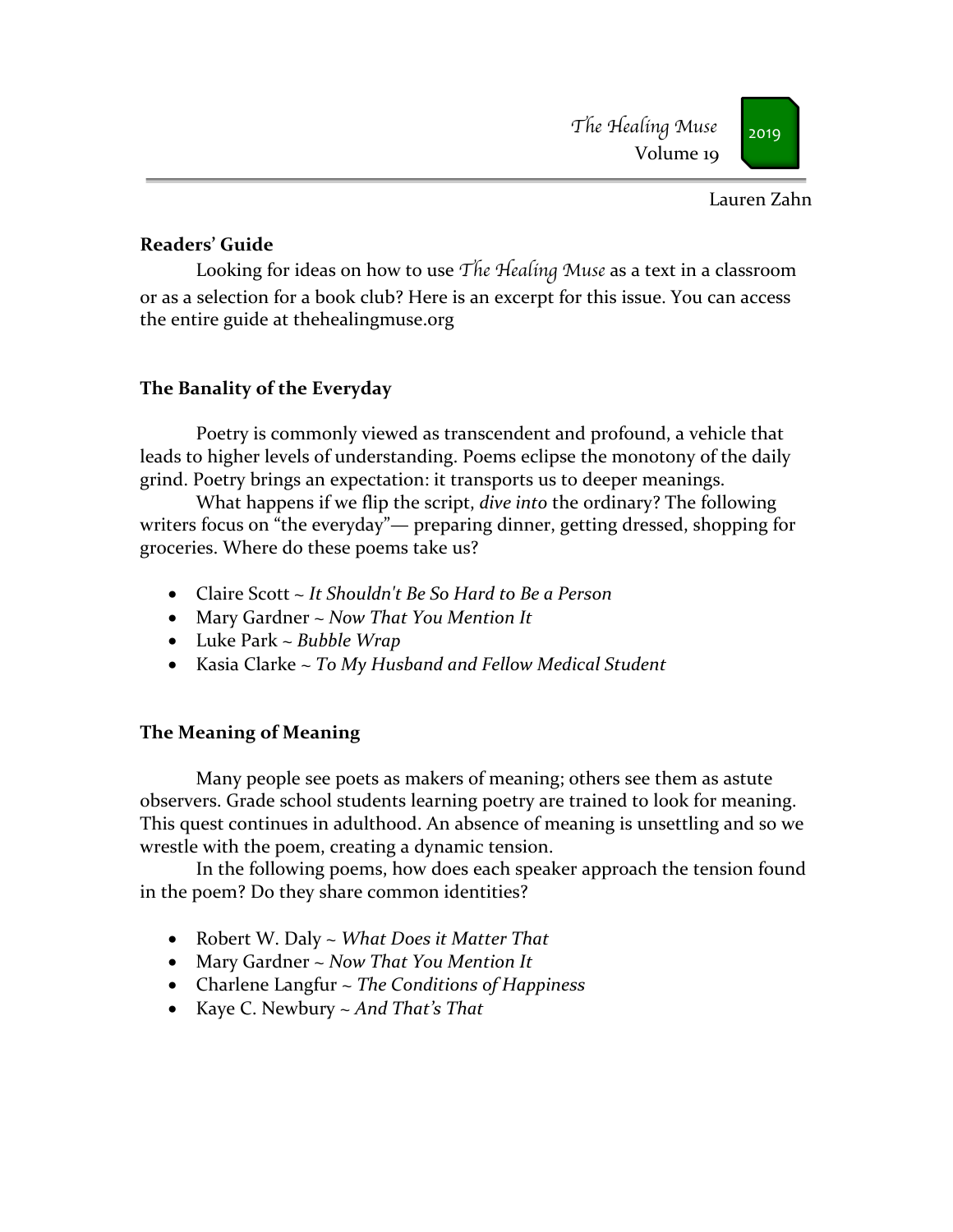Lauren Zahn

## Readers' Guide

Looking for ideas on how to use *The Healing Muse* as a text in a classroom or as a selection for a book club? Here is an excerpt for this issue. You can access the entire guide at thehealingmuse.org

## The Banality of the Everyday

Poetry is commonly viewed as transcendent and profound, a vehicle that leads to higher levels of understanding. Poems eclipse the monotony of the daily grind. Poetry brings an expectation: it transports us to deeper meanings.

What happens if we flip the script, *dive into* the ordinary? The following writers focus on "the everyday"— preparing dinner, getting dressed, shopping for groceries. Where do these poems take us?

- Claire Scott ~ *It Shouldn't Be So Hard to Be a Person*
- Mary Gardner ~ *Now That You Mention It*
- Luke Park ~ *Bubble Wrap*
- Kasia Clarke ~ *To My Husband and Fellow Medical Student*

## The Meaning of Meaning

Many people see poets as makers of meaning; others see them as astute observers. Grade school students learning poetry are trained to look for meaning. This quest continues in adulthood. An absence of meaning is unsettling and so we wrestle with the poem, creating a dynamic tension.

In the following poems, how does each speaker approach the tension found in the poem? Do they share common identities?

- Robert W. Daly ~ *What Does it Matter That*
- Mary Gardner ~ *Now That You Mention It*
- Charlene Langfur ~ *The Conditions of Happiness*
- Kaye C. Newbury ~ *And That's That*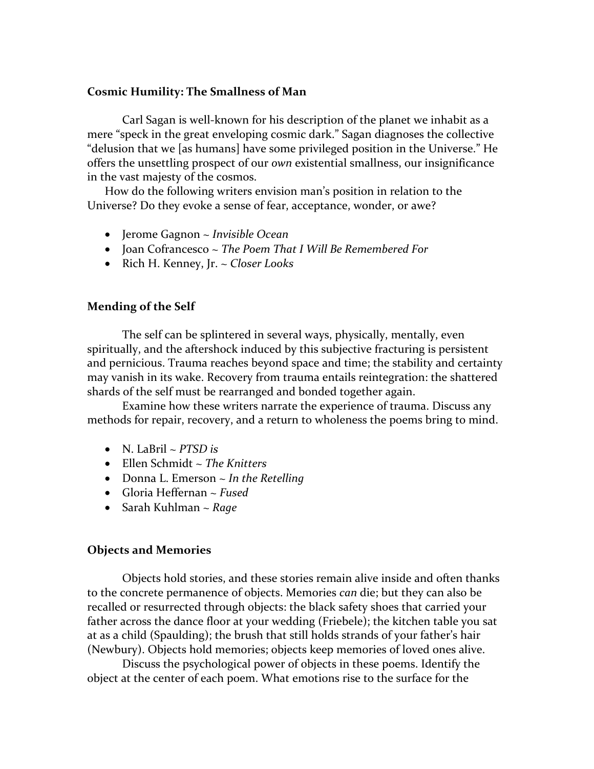**Cosmic Humility: The Smallness of Man**

Carl Sagan is well-known for his description of the planet we inhabit as a mere "speck in the great enveloping cosmic dark." Sagan diagnoses the collective "delusion that we [as humans] have some privileged position in the Universe." He offers the unsettling prospect of our *own* existential smallness, our insignificance in the vast majesty of the cosmos.

How do the following writers envision man's position in relation to the Universe? Do they evoke a sense of fear, acceptance, wonder, or awe?

- Jerome Gagnon ~ *Invisible Ocean*
- Joan Cofrancesco ~ *The Poem That I Will Be Remembered For*
- Rich H. Kenney, Jr. ~ *Closer Looks*

**Mending of the Self**

The self can be splintered in several ways, physically, mentally, even spiritually, and the aftershock induced by this subjective fracturing is persistent and pernicious. Trauma reaches beyond space and time; the stability and certainty may vanish in its wake. Recovery from trauma entails reintegration: the shattered shards of the self must be rearranged and bonded together again.

Examine how these writers narrate the experience of trauma. Discuss any methods for repair, recovery, and a return to wholeness the poems bring to mind.

- N. LaBril ~ *PTSD is*
- Ellen Schmidt ~ *The Knitters*
- Donna L. Emerson ~ *In the Retelling*
- Gloria Heffernan ~ *Fused*
- Sarah Kuhlman ~ *Rage*

**Objects and Memories**

Objects hold stories, and these stories remain alive inside and often thanks to the concrete permanence of objects. Memories *can* die; but they can also be recalled or resurrected through objects: the black safety shoes that carried your father across the dance floor at your wedding (Friebele); the kitchen table you sat at as a child (Spaulding); the brush that still holds strands of your father's hair (Newbury). Objects hold memories; objects keep memories of loved ones alive.

Discuss the psychological power of objects in these poems. Identify the object at the center of each poem. What emotions rise to the surface for the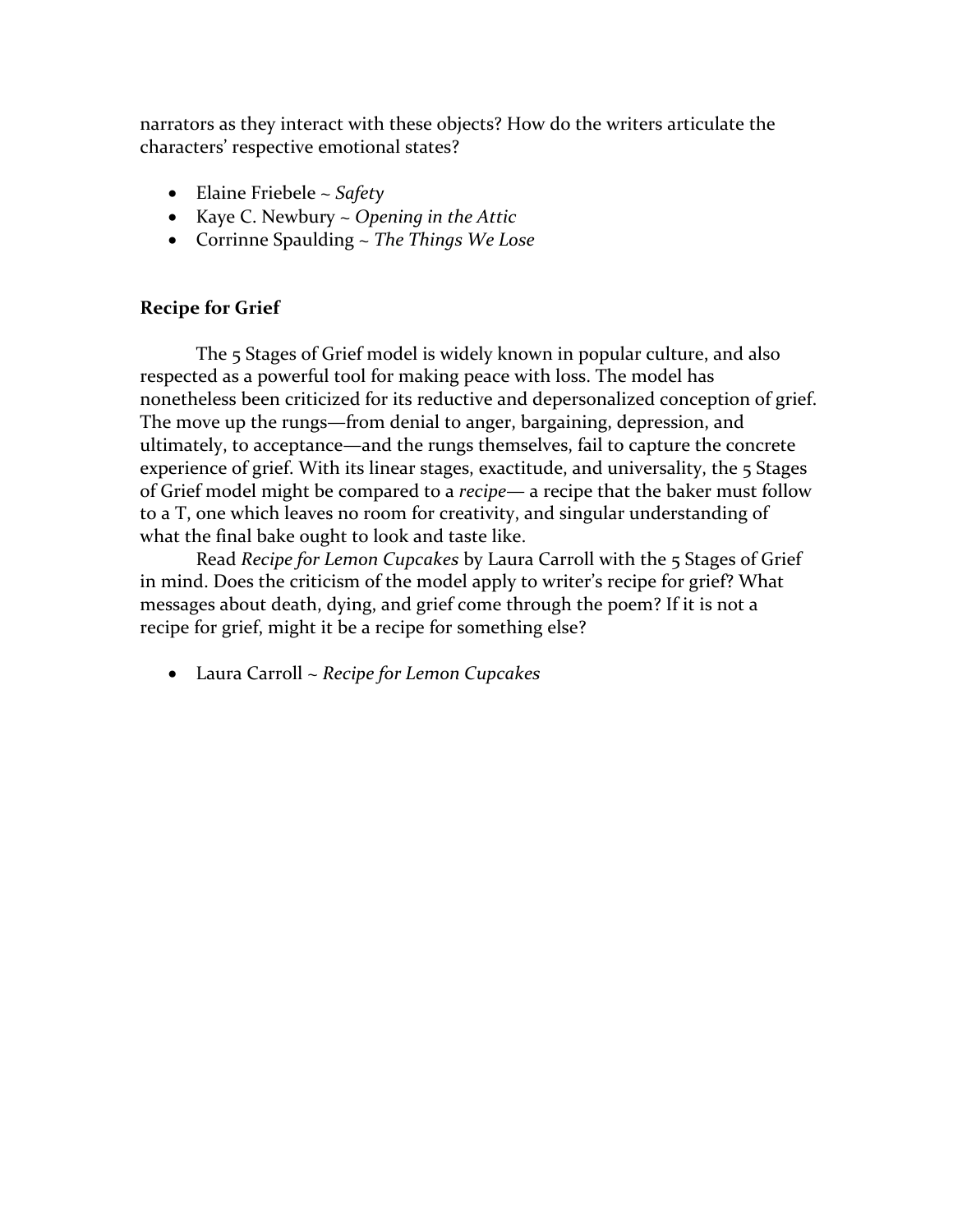narrators as they interact with these objects? How do the writers articulate the characters' respective emotional states?

- Elaine Friebele ~ *Safety*
- Kaye C. Newbury ~ *Opening in the Attic*
- Corrinne Spaulding ~ *The Things We Lose*

**Recipe for Grief**

The 5 Stages of Grief model is widely known in popular culture, and also respected as a powerful tool for making peace with loss. The model has nonetheless been criticized for its reductive and depersonalized conception of grief. The move up the rungs—from denial to anger, bargaining, depression, and ultimately, to acceptance—and the rungs themselves, fail to capture the concrete experience of grief. With its linear stages, exactitude, and universality, the 5 Stages of Grief model might be compared to a *recipe*— a recipe that the baker must follow to a T, one which leaves no room for creativity, and singular understanding of what the final bake ought to look and taste like.

Read *Recipe for Lemon Cupcakes* by Laura Carroll with the 5 Stages of Grief in mind. Does the criticism of the model apply to writer's recipe for grief? What messages about death, dying, and grief come through the poem? If it is not a recipe for grief, might it be a recipe for something else?

- Laura Carroll ~ *Recipe for Lemon Cupcakes*